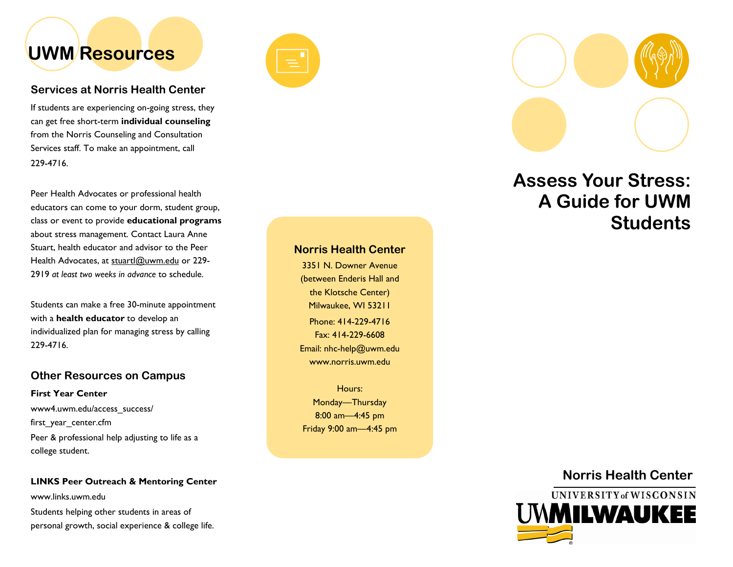# UWM Resources

## Services at Norris Health Center

If students are experiencing on-going stress, they can get free short-term **individual counseling** from the Norris Counseling and Consultation Services staff. To make an appointment, call 229-4716.

Peer Health Advocates or professional health educators can come to your dorm, student group, class or event to provide **educational programs** about stress management. Contact Laura Anne Stuart, health educator and advisor to the Peer Health Advocates, at stuartl@uwm.edu or 229-2919 *at least two weeks in advance* to schedule.

Students can make a free 30-minute appointment with a **health educator** to develop an individualized plan for managing stress by calling 229-4716.

## Other Resources on Campus

**First Year Center**

www4.uwm.edu/access_success/first_year_center.cfm

Peer & professional help adjusting to life as a college student.

**LINKS Peer Outreach & Mentoring Center**

www.links.uwm.edu

Students helping other students in areas of personal growth, social experience & college life.

### Norris Health Center

3351 N. Downer Avenue
(between Enderis Hall and the Klotsche Center)
Milwaukee, WI 53211

Phone: 414-229-4716
Fax: 414-229-6608
Email: nhc-help@uwm.edu
www.norris.uwm.edu

Hours:
Monday—Thursday
8:00 am—4:45 pm
Friday 9:00 am—4:45 pm

# Assess Your Stress: A Guide for UWM Students

Norris Health Center

UNIVERSITY of WISCONSIN
UWMILWAUKEE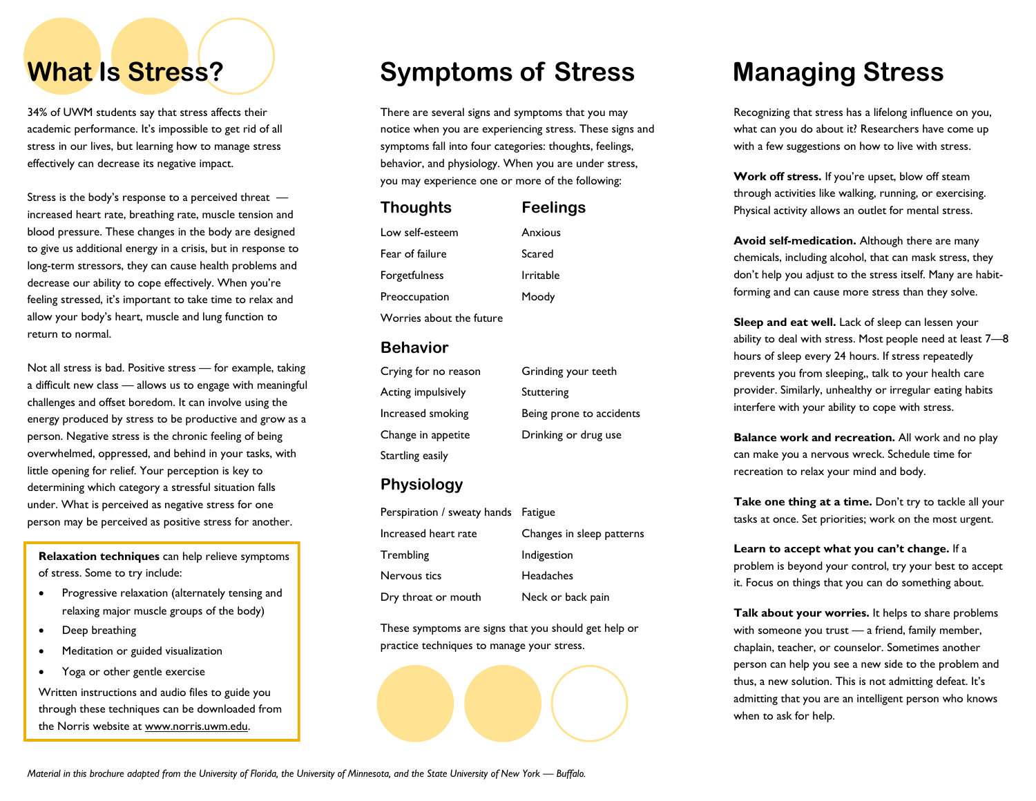# What Is Stress?

34% of UWM students say that stress affects their academic performance. It's impossible to get rid of all stress in our lives, but learning how to manage stress effectively can decrease its negative impact.

Stress is the body's response to a perceived threat — increased heart rate, breathing rate, muscle tension and blood pressure. These changes in the body are designed to give us additional energy in a crisis, but in response to long-term stressors, they can cause health problems and decrease our ability to cope effectively. When you're feeling stressed, it's important to take time to relax and allow your body's heart, muscle and lung function to return to normal.

Not all stress is bad. Positive stress — for example, taking a difficult new class — allows us to engage with meaningful challenges and offset boredom. It can involve using the energy produced by stress to be productive and grow as a person. Negative stress is the chronic feeling of being overwhelmed, oppressed, and behind in your tasks, with little opening for relief. Your perception is key to determining which category a stressful situation falls under. What is perceived as negative stress for one person may be perceived as positive stress for another.

**Relaxation techniques** can help relieve symptoms of stress. Some to try include:

- Progressive relaxation (alternately tensing and relaxing major muscle groups of the body)
- Deep breathing
- Meditation or guided visualization
- Yoga or other gentle exercise

Written instructions and audio files to guide you through these techniques can be downloaded from the Norris website at www.norris.uwm.edu.

# Symptoms of Stress

There are several signs and symptoms that you may notice when you are experiencing stress. These signs and symptoms fall into four categories: thoughts, feelings, behavior, and physiology. When you are under stress, you may experience one or more of the following:

## Thoughts

Low self-esteem
Fear of failure
Forgetfulness
Preoccupation
Worries about the future

## Feelings

Anxious
Scared
Irritable
Moody

## Behavior

Crying for no reason
Acting impulsively
Increased smoking
Change in appetite
Startling easily
Grinding your teeth
Stuttering
Being prone to accidents
Drinking or drug use

## Physiology

Perspiration / sweaty hands
Increased heart rate
Trembling
Nervous tics
Dry throat or mouth
Fatigue
Changes in sleep patterns
Indigestion
Headaches
Neck or back pain

These symptoms are signs that you should get help or practice techniques to manage your stress.

# Managing Stress

Recognizing that stress has a lifelong influence on you, what can you do about it? Researchers have come up with a few suggestions on how to live with stress.

**Work off stress.** If you're upset, blow off steam through activities like walking, running, or exercising. Physical activity allows an outlet for mental stress.

**Avoid self-medication.** Although there are many chemicals, including alcohol, that can mask stress, they don't help you adjust to the stress itself. Many are habit-forming and can cause more stress than they solve.

**Sleep and eat well.** Lack of sleep can lessen your ability to deal with stress. Most people need at least 7—8 hours of sleep every 24 hours. If stress repeatedly prevents you from sleeping,, talk to your health care provider. Similarly, unhealthy or irregular eating habits interfere with your ability to cope with stress.

**Balance work and recreation.** All work and no play can make you a nervous wreck. Schedule time for recreation to relax your mind and body.

**Take one thing at a time.** Don't try to tackle all your tasks at once. Set priorities; work on the most urgent.

**Learn to accept what you can't change.** If a problem is beyond your control, try your best to accept it. Focus on things that you can do something about.

**Talk about your worries.** It helps to share problems with someone you trust — a friend, family member, chaplain, teacher, or counselor. Sometimes another person can help you see a new side to the problem and thus, a new solution. This is not admitting defeat. It's admitting that you are an intelligent person who knows when to ask for help.

*Material in this brochure adapted from the University of Florida, the University of Minnesota, and the State University of New York — Buffalo.*